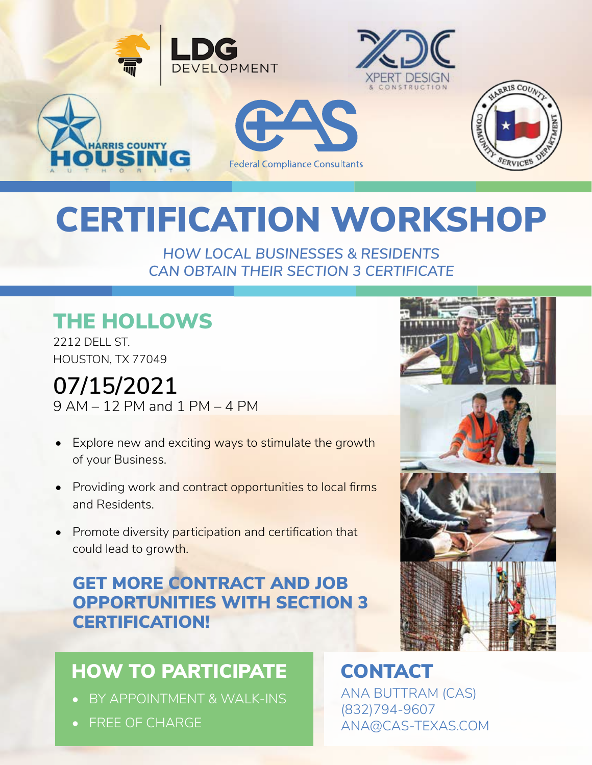LDG DEVELOPMENT

XPERT DESIGN & CONSTRUCTION

HARRIS COUNTY HOUSING AUTHORITY

CAS Federal Compliance Consultants

HARRIS COUNTY COMMUNITY SERVICES DEPARTMENT

# CERTIFICATION WORKSHOP

*HOW LOCAL BUSINESSES & RESIDENTS CAN OBTAIN THEIR SECTION 3 CERTIFICATE*

## THE HOLLOWS

2212 DELL ST.
HOUSTON, TX 77049

## 07/15/2021

9 AM – 12 PM and 1 PM – 4 PM

- Explore new and exciting ways to stimulate the growth of your Business.
- Providing work and contract opportunities to local firms and Residents.
- Promote diversity participation and certification that could lead to growth.

### GET MORE CONTRACT AND JOB OPPORTUNITIES WITH SECTION 3 CERTIFICATION!

## HOW TO PARTICIPATE

- BY APPOINTMENT & WALK-INS
- FREE OF CHARGE

## CONTACT

ANA BUTTRAM (CAS)
(832)794-9607
ANA@CAS-TEXAS.COM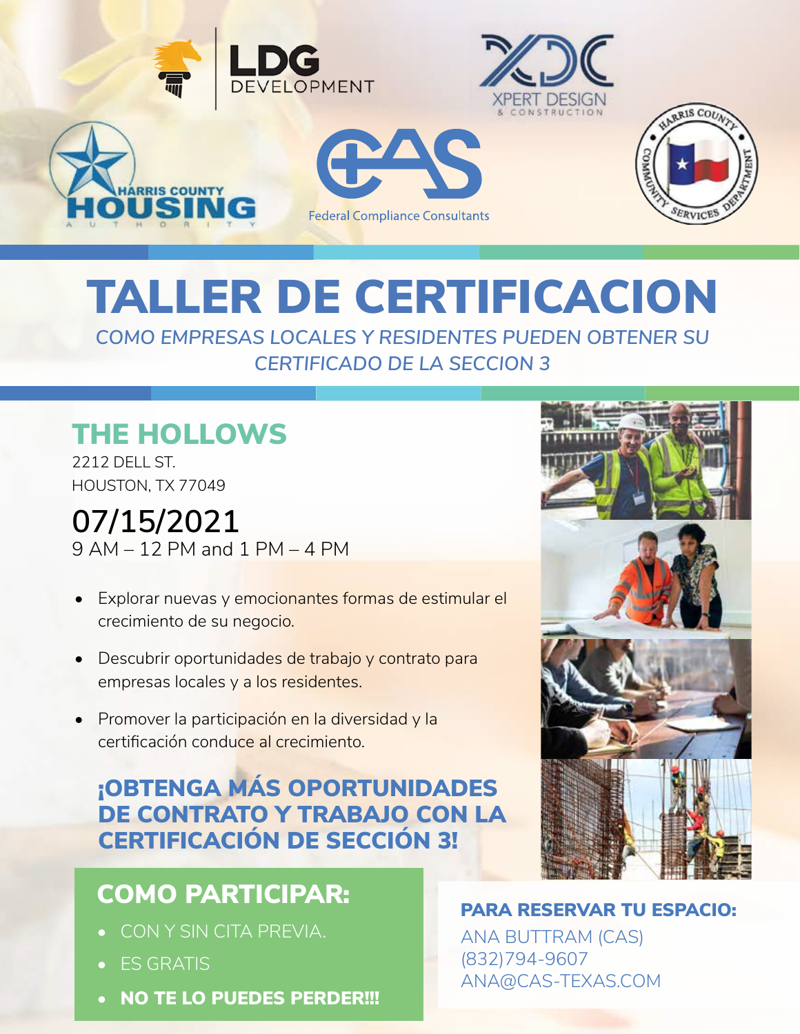LDG DEVELOPMENT

XPERT DESIGN & CONSTRUCTION

HARRIS COUNTY HOUSING AUTHORITY

CAS Federal Compliance Consultants

HARRIS COUNTY COMMUNITY SERVICES DEPARTMENT

# TALLER DE CERTIFICACION

*COMO EMPRESAS LOCALES Y RESIDENTES PUEDEN OBTENER SU CERTIFICADO DE LA SECCION 3*

## THE HOLLOWS

2212 DELL ST.
HOUSTON, TX 77049

## 07/15/2021

9 AM – 12 PM and 1 PM – 4 PM

- Explorar nuevas y emocionantes formas de estimular el crecimiento de su negocio.
- Descubrir oportunidades de trabajo y contrato para empresas locales y a los residentes.
- Promover la participación en la diversidad y la certificación conduce al crecimiento.

### ¡OBTENGA MÁS OPORTUNIDADES DE CONTRATO Y TRABAJO CON LA CERTIFICACIÓN DE SECCIÓN 3!

### COMO PARTICIPAR:

- CON Y SIN CITA PREVIA.
- ES GRATIS
- **NO TE LO PUEDES PERDER!!!**

**PARA RESERVAR TU ESPACIO:**

ANA BUTTRAM (CAS)
(832)794-9607
ANA@CAS-TEXAS.COM